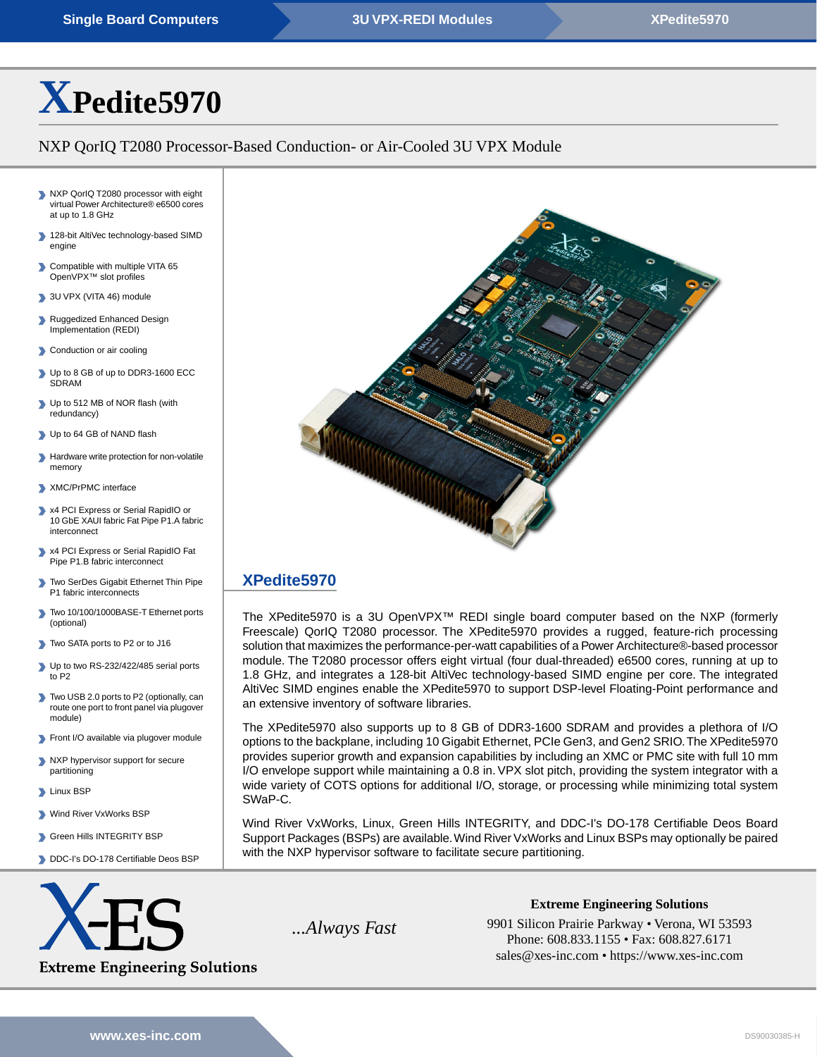Single Board Computers | 3U VPX-REDI Modules | XPedite5970

# XPedite5970

NXP QorIQ T2080 Processor-Based Conduction- or Air-Cooled 3U VPX Module

- NXP QorIQ T2080 processor with eight virtual Power Architecture® e6500 cores at up to 1.8 GHz
- 128-bit AltiVec technology-based SIMD engine
- Compatible with multiple VITA 65 OpenVPX™ slot profiles
- 3U VPX (VITA 46) module
- Ruggedized Enhanced Design Implementation (REDI)
- Conduction or air cooling
- Up to 8 GB of up to DDR3-1600 ECC SDRAM
- Up to 512 MB of NOR flash (with redundancy)
- Up to 64 GB of NAND flash
- Hardware write protection for non-volatile memory
- XMC/PrPMC interface
- x4 PCI Express or Serial RapidIO or 10 GbE XAUI fabric Fat Pipe P1.A fabric interconnect
- x4 PCI Express or Serial RapidIO Fat Pipe P1.B fabric interconnect
- Two SerDes Gigabit Ethernet Thin Pipe P1 fabric interconnects
- Two 10/100/1000BASE-T Ethernet ports (optional)
- Two SATA ports to P2 or to J16
- Up to two RS-232/422/485 serial ports to P2
- Two USB 2.0 ports to P2 (optionally, can route one port to front panel via plugover module)
- Front I/O available via plugover module
- NXP hypervisor support for secure partitioning
- Linux BSP
- Wind River VxWorks BSP
- Green Hills INTEGRITY BSP
- DDC-I's DO-178 Certifiable Deos BSP

## XPedite5970

The XPedite5970 is a 3U OpenVPX™ REDI single board computer based on the NXP (formerly Freescale) QorIQ T2080 processor. The XPedite5970 provides a rugged, feature-rich processing solution that maximizes the performance-per-watt capabilities of a Power Architecture®-based processor module. The T2080 processor offers eight virtual (four dual-threaded) e6500 cores, running at up to 1.8 GHz, and integrates a 128-bit AltiVec technology-based SIMD engine per core. The integrated AltiVec SIMD engines enable the XPedite5970 to support DSP-level Floating-Point performance and an extensive inventory of software libraries.

The XPedite5970 also supports up to 8 GB of DDR3-1600 SDRAM and provides a plethora of I/O options to the backplane, including 10 Gigabit Ethernet, PCIe Gen3, and Gen2 SRIO. The XPedite5970 provides superior growth and expansion capabilities by including an XMC or PMC site with full 10 mm I/O envelope support while maintaining a 0.8 in. VPX slot pitch, providing the system integrator with a wide variety of COTS options for additional I/O, storage, or processing while minimizing total system SWaP-C.

Wind River VxWorks, Linux, Green Hills INTEGRITY, and DDC-I's DO-178 Certifiable Deos Board Support Packages (BSPs) are available. Wind River VxWorks and Linux BSPs may optionally be paired with the NXP hypervisor software to facilitate secure partitioning.

X-ES
Extreme Engineering Solutions

*...Always Fast*

**Extreme Engineering Solutions**
9901 Silicon Prairie Parkway • Verona, WI 53593
Phone: 608.833.1155 • Fax: 608.827.6171
sales@xes-inc.com • https://www.xes-inc.com

www.xes-inc.com

DS90030385-H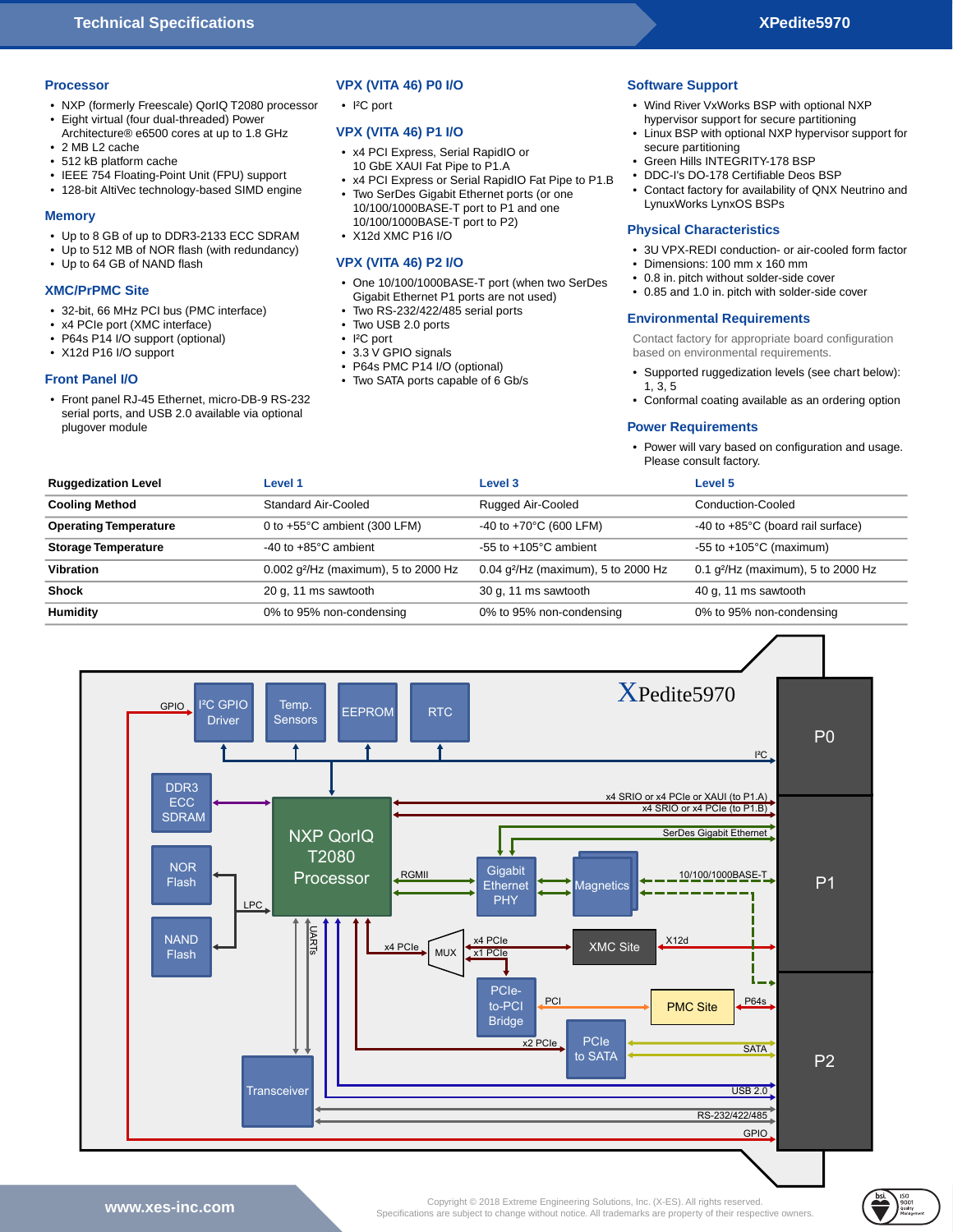## Processor

- NXP (formerly Freescale) QorIQ T2080 processor
- Eight virtual (four dual-threaded) Power Architecture® e6500 cores at up to 1.8 GHz
- 2 MB L2 cache
- 512 kB platform cache
- IEEE 754 Floating-Point Unit (FPU) support
- 128-bit AltiVec technology-based SIMD engine

## Memory

- Up to 8 GB of up to DDR3-2133 ECC SDRAM
- Up to 512 MB of NOR flash (with redundancy)
- Up to 64 GB of NAND flash

## XMC/PrPMC Site

- 32-bit, 66 MHz PCI bus (PMC interface)
- x4 PCIe port (XMC interface)
- P64s P14 I/O support (optional)
- X12d P16 I/O support

## Front Panel I/O

- Front panel RJ-45 Ethernet, micro-DB-9 RS-232 serial ports, and USB 2.0 available via optional plugover module

## VPX (VITA 46) P0 I/O

- I²C port

## VPX (VITA 46) P1 I/O

- x4 PCI Express, Serial RapidIO or 10 GbE XAUI Fat Pipe to P1.A
- x4 PCI Express or Serial RapidIO Fat Pipe to P1.B
- Two SerDes Gigabit Ethernet ports (or one 10/100/1000BASE-T port to P1 and one 10/100/1000BASE-T port to P2)
- X12d XMC P16 I/O

## VPX (VITA 46) P2 I/O

- One 10/100/1000BASE-T port (when two SerDes Gigabit Ethernet P1 ports are not used)
- Two RS-232/422/485 serial ports
- Two USB 2.0 ports
- I²C port
- 3.3 V GPIO signals
- P64s PMC P14 I/O (optional)
- Two SATA ports capable of 6 Gb/s

## Software Support

- Wind River VxWorks BSP with optional NXP hypervisor support for secure partitioning
- Linux BSP with optional NXP hypervisor support for secure partitioning
- Green Hills INTEGRITY-178 BSP
- DDC-I's DO-178 Certifiable Deos BSP
- Contact factory for availability of QNX Neutrino and LynuxWorks LynxOS BSPs

## Physical Characteristics

- 3U VPX-REDI conduction- or air-cooled form factor
- Dimensions: 100 mm x 160 mm
- 0.8 in. pitch without solder-side cover
- 0.85 and 1.0 in. pitch with solder-side cover

## Environmental Requirements

Contact factory for appropriate board configuration based on environmental requirements.

- Supported ruggedization levels (see chart below): 1, 3, 5
- Conformal coating available as an ordering option

## Power Requirements

- Power will vary based on configuration and usage. Please consult factory.

| Ruggedization Level | Level 1 | Level 3 | Level 5 |
|---|---|---|---|
| Cooling Method | Standard Air-Cooled | Rugged Air-Cooled | Conduction-Cooled |
| Operating Temperature | 0 to +55°C ambient (300 LFM) | -40 to +70°C (600 LFM) | -40 to +85°C (board rail surface) |
| Storage Temperature | -40 to +85°C ambient | -55 to +105°C ambient | -55 to +105°C (maximum) |
| Vibration | 0.002 g²/Hz (maximum), 5 to 2000 Hz | 0.04 g²/Hz (maximum), 5 to 2000 Hz | 0.1 g²/Hz (maximum), 5 to 2000 Hz |
| Shock | 20 g, 11 ms sawtooth | 30 g, 11 ms sawtooth | 40 g, 11 ms sawtooth |
| Humidity | 0% to 95% non-condensing | 0% to 95% non-condensing | 0% to 95% non-condensing |

XPedite5970

I²C GPIO Driver
Temp. Sensors
EEPROM
RTC
GPIO
I²C
P0
DDR3 ECC SDRAM
NOR Flash
NAND Flash
LPC
NXP QorIQ T2080 Processor
x4 SRIO or x4 PCIe or XAUI (to P1.A)
x4 SRIO or x4 PCIe (to P1.B)
SerDes Gigabit Ethernet
RGMII
Gigabit Ethernet PHY
Magnetics
10/100/1000BASE-T
P1
UARTs
x4 PCIe
MUX
x4 PCIe
x1 PCIe
XMC Site
X12d
PCIe-to-PCI Bridge
PCI
PMC Site
P64s
x2 PCIe
PCIe to SATA
SATA
P2
Transceiver
USB 2.0
RS-232/422/485
GPIO

www.xes-inc.com

Copyright © 2018 Extreme Engineering Solutions, Inc. (X-ES). All rights reserved.
Specifications are subject to change without notice. All trademarks are property of their respective owners.